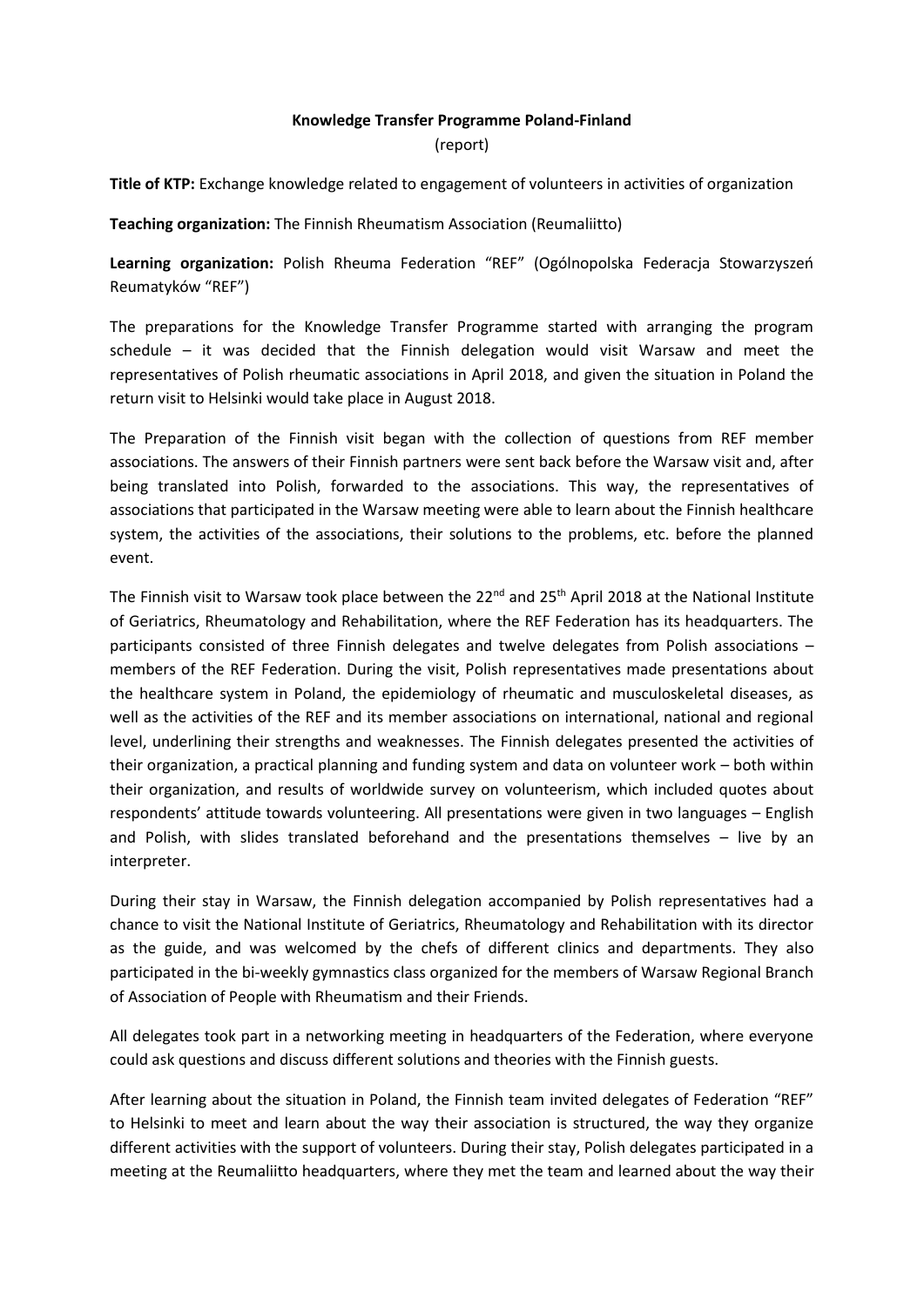**Knowledge Transfer Programme Poland-Finland**
(report)

**Title of KTP:** Exchange knowledge related to engagement of volunteers in activities of organization

**Teaching organization:** The Finnish Rheumatism Association (Reumaliitto)

**Learning organization:** Polish Rheuma Federation "REF" (Ogólnopolska Federacja Stowarzyszeń Reumatyków "REF")

The preparations for the Knowledge Transfer Programme started with arranging the program schedule – it was decided that the Finnish delegation would visit Warsaw and meet the representatives of Polish rheumatic associations in April 2018, and given the situation in Poland the return visit to Helsinki would take place in August 2018.

The Preparation of the Finnish visit began with the collection of questions from REF member associations. The answers of their Finnish partners were sent back before the Warsaw visit and, after being translated into Polish, forwarded to the associations. This way, the representatives of associations that participated in the Warsaw meeting were able to learn about the Finnish healthcare system, the activities of the associations, their solutions to the problems, etc. before the planned event.

The Finnish visit to Warsaw took place between the 22nd and 25th April 2018 at the National Institute of Geriatrics, Rheumatology and Rehabilitation, where the REF Federation has its headquarters. The participants consisted of three Finnish delegates and twelve delegates from Polish associations – members of the REF Federation. During the visit, Polish representatives made presentations about the healthcare system in Poland, the epidemiology of rheumatic and musculoskeletal diseases, as well as the activities of the REF and its member associations on international, national and regional level, underlining their strengths and weaknesses. The Finnish delegates presented the activities of their organization, a practical planning and funding system and data on volunteer work – both within their organization, and results of worldwide survey on volunteerism, which included quotes about respondents' attitude towards volunteering. All presentations were given in two languages – English and Polish, with slides translated beforehand and the presentations themselves – live by an interpreter.

During their stay in Warsaw, the Finnish delegation accompanied by Polish representatives had a chance to visit the National Institute of Geriatrics, Rheumatology and Rehabilitation with its director as the guide, and was welcomed by the chefs of different clinics and departments. They also participated in the bi-weekly gymnastics class organized for the members of Warsaw Regional Branch of Association of People with Rheumatism and their Friends.

All delegates took part in a networking meeting in headquarters of the Federation, where everyone could ask questions and discuss different solutions and theories with the Finnish guests.

After learning about the situation in Poland, the Finnish team invited delegates of Federation "REF" to Helsinki to meet and learn about the way their association is structured, the way they organize different activities with the support of volunteers. During their stay, Polish delegates participated in a meeting at the Reumaliitto headquarters, where they met the team and learned about the way their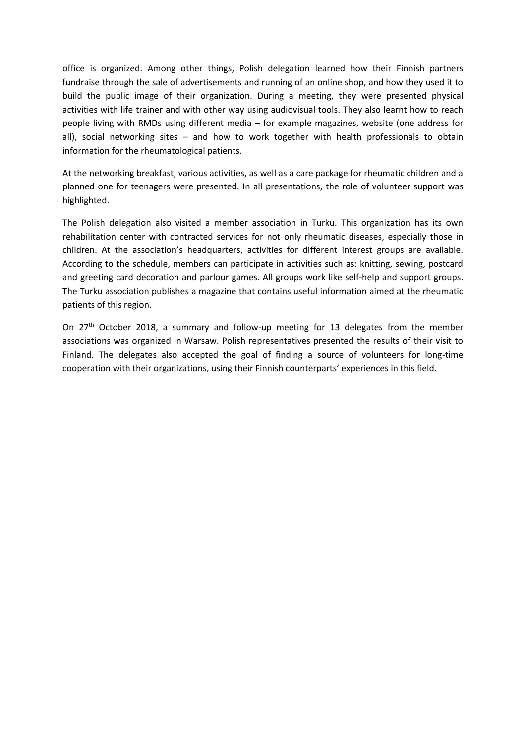office is organized. Among other things, Polish delegation learned how their Finnish partners fundraise through the sale of advertisements and running of an online shop, and how they used it to build the public image of their organization. During a meeting, they were presented physical activities with life trainer and with other way using audiovisual tools. They also learnt how to reach people living with RMDs using different media – for example magazines, website (one address for all), social networking sites – and how to work together with health professionals to obtain information for the rheumatological patients.

At the networking breakfast, various activities, as well as a care package for rheumatic children and a planned one for teenagers were presented. In all presentations, the role of volunteer support was highlighted.

The Polish delegation also visited a member association in Turku. This organization has its own rehabilitation center with contracted services for not only rheumatic diseases, especially those in children. At the association's headquarters, activities for different interest groups are available. According to the schedule, members can participate in activities such as: knitting, sewing, postcard and greeting card decoration and parlour games. All groups work like self-help and support groups. The Turku association publishes a magazine that contains useful information aimed at the rheumatic patients of this region.

On 27th October 2018, a summary and follow-up meeting for 13 delegates from the member associations was organized in Warsaw. Polish representatives presented the results of their visit to Finland. The delegates also accepted the goal of finding a source of volunteers for long-time cooperation with their organizations, using their Finnish counterparts' experiences in this field.